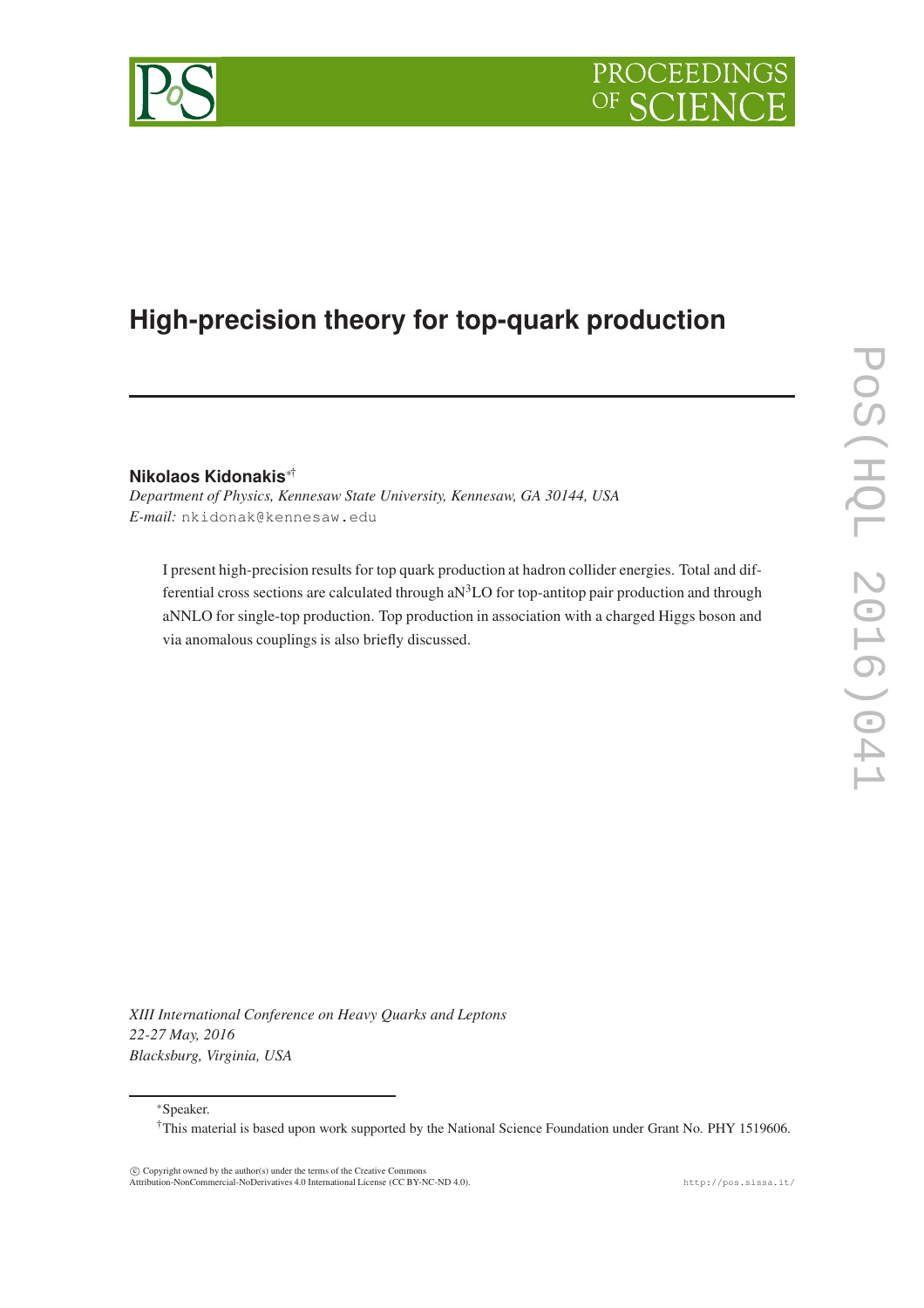# High-precision theory for top-quark production

**Nikolaos Kidonakis**[*][†]

*Department of Physics, Kennesaw State University, Kennesaw, GA 30144, USA*
*E-mail:* nkidonak@kennesaw.edu

I present high-precision results for top quark production at hadron collider energies. Total and differential cross sections are calculated through aN$^3$LO for top-antitop pair production and through aNNLO for single-top production. Top production in association with a charged Higgs boson and via anomalous couplings is also briefly discussed.

*XIII International Conference on Heavy Quarks and Leptons*
*22-27 May, 2016*
*Blacksburg, Virginia, USA*

[*]Speaker.

[†]This material is based upon work supported by the National Science Foundation under Grant No. PHY 1519606.

© Copyright owned by the author(s) under the terms of the Creative Commons Attribution-NonCommercial-NoDerivatives 4.0 International License (CC BY-NC-ND 4.0).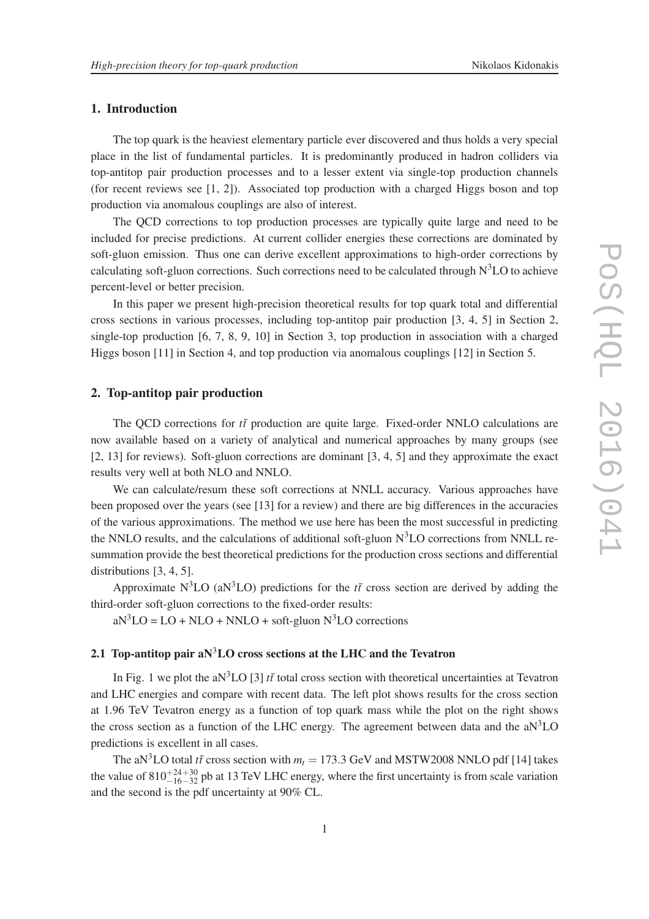## 1. Introduction

The top quark is the heaviest elementary particle ever discovered and thus holds a very special place in the list of fundamental particles. It is predominantly produced in hadron colliders via top-antitop pair production processes and to a lesser extent via single-top production channels (for recent reviews see [1, 2]). Associated top production with a charged Higgs boson and top production via anomalous couplings are also of interest.

The QCD corrections to top production processes are typically quite large and need to be included for precise predictions. At current collider energies these corrections are dominated by soft-gluon emission. Thus one can derive excellent approximations to high-order corrections by calculating soft-gluon corrections. Such corrections need to be calculated through N$^3$LO to achieve percent-level or better precision.

In this paper we present high-precision theoretical results for top quark total and differential cross sections in various processes, including top-antitop pair production [3, 4, 5] in Section 2, single-top production [6, 7, 8, 9, 10] in Section 3, top production in association with a charged Higgs boson [11] in Section 4, and top production via anomalous couplings [12] in Section 5.

## 2. Top-antitop pair production

The QCD corrections for $t\bar{t}$ production are quite large. Fixed-order NNLO calculations are now available based on a variety of analytical and numerical approaches by many groups (see [2, 13] for reviews). Soft-gluon corrections are dominant [3, 4, 5] and they approximate the exact results very well at both NLO and NNLO.

We can calculate/resum these soft corrections at NNLL accuracy. Various approaches have been proposed over the years (see [13] for a review) and there are big differences in the accuracies of the various approximations. The method we use here has been the most successful in predicting the NNLO results, and the calculations of additional soft-gluon N$^3$LO corrections from NNLL resummation provide the best theoretical predictions for the production cross sections and differential distributions [3, 4, 5].

Approximate N$^3$LO (aN$^3$LO) predictions for the $t\bar{t}$ cross section are derived by adding the third-order soft-gluon corrections to the fixed-order results:

aN$^3$LO = LO + NLO + NNLO + soft-gluon N$^3$LO corrections

### 2.1 Top-antitop pair aN$^3$LO cross sections at the LHC and the Tevatron

In Fig. 1 we plot the aN$^3$LO [3] $t\bar{t}$ total cross section with theoretical uncertainties at Tevatron and LHC energies and compare with recent data. The left plot shows results for the cross section at 1.96 TeV Tevatron energy as a function of top quark mass while the plot on the right shows the cross section as a function of the LHC energy. The agreement between data and the aN$^3$LO predictions is excellent in all cases.

The aN$^3$LO total $t\bar{t}$ cross section with $m_t = 173.3$ GeV and MSTW2008 NNLO pdf [14] takes the value of $810^{+24}_{-16}{}^{+30}_{-32}$ pb at 13 TeV LHC energy, where the first uncertainty is from scale variation and the second is the pdf uncertainty at 90% CL.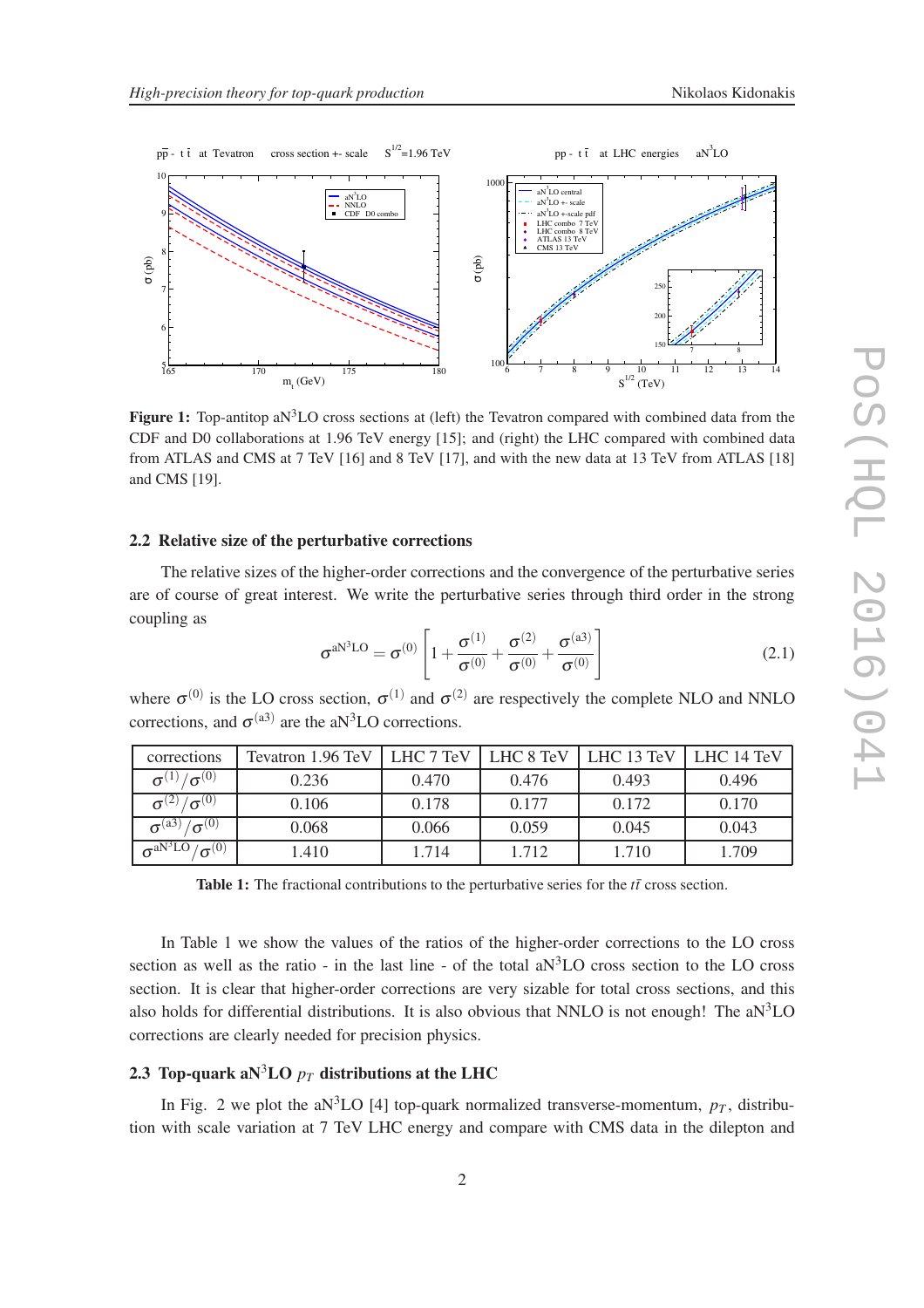**Figure 1:** Top-antitop aN$^3$LO cross sections at (left) the Tevatron compared with combined data from the CDF and D0 collaborations at 1.96 TeV energy [15]; and (right) the LHC compared with combined data from ATLAS and CMS at 7 TeV [16] and 8 TeV [17], and with the new data at 13 TeV from ATLAS [18] and CMS [19].

### 2.2 Relative size of the perturbative corrections

The relative sizes of the higher-order corrections and the convergence of the perturbative series are of course of great interest. We write the perturbative series through third order in the strong coupling as

$$\sigma^{\mathrm{aN^3LO}} = \sigma^{(0)} \left[ 1 + \frac{\sigma^{(1)}}{\sigma^{(0)}} + \frac{\sigma^{(2)}}{\sigma^{(0)}} + \frac{\sigma^{(a3)}}{\sigma^{(0)}} \right] \tag{2.1}$$

where $\sigma^{(0)}$ is the LO cross section, $\sigma^{(1)}$ and $\sigma^{(2)}$ are respectively the complete NLO and NNLO corrections, and $\sigma^{(a3)}$ are the aN$^3$LO corrections.

| corrections | Tevatron 1.96 TeV | LHC 7 TeV | LHC 8 TeV | LHC 13 TeV | LHC 14 TeV |
|---|---|---|---|---|---|
| $\sigma^{(1)}/\sigma^{(0)}$ | 0.236 | 0.470 | 0.476 | 0.493 | 0.496 |
| $\sigma^{(2)}/\sigma^{(0)}$ | 0.106 | 0.178 | 0.177 | 0.172 | 0.170 |
| $\sigma^{(a3)}/\sigma^{(0)}$ | 0.068 | 0.066 | 0.059 | 0.045 | 0.043 |
| $\sigma^{\mathrm{aN^3LO}}/\sigma^{(0)}$ | 1.410 | 1.714 | 1.712 | 1.710 | 1.709 |

**Table 1:** The fractional contributions to the perturbative series for the $t\bar{t}$ cross section.

In Table 1 we show the values of the ratios of the higher-order corrections to the LO cross section as well as the ratio - in the last line - of the total aN$^3$LO cross section to the LO cross section. It is clear that higher-order corrections are very sizable for total cross sections, and this also holds for differential distributions. It is also obvious that NNLO is not enough! The aN$^3$LO corrections are clearly needed for precision physics.

### 2.3 Top-quark aN$^3$LO $p_T$ distributions at the LHC

In Fig. 2 we plot the aN$^3$LO [4] top-quark normalized transverse-momentum, $p_T$, distribution with scale variation at 7 TeV LHC energy and compare with CMS data in the dilepton and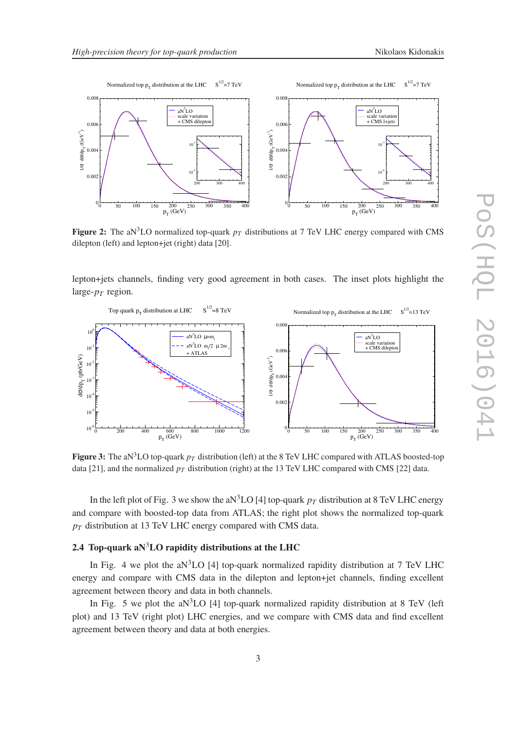**Figure 2:** The aN$^3$LO normalized top-quark $p_T$ distributions at 7 TeV LHC energy compared with CMS dilepton (left) and lepton+jet (right) data [20].

lepton+jets channels, finding very good agreement in both cases. The inset plots highlight the large-$p_T$ region.

**Figure 3:** The aN$^3$LO top-quark $p_T$ distribution (left) at the 8 TeV LHC compared with ATLAS boosted-top data [21], and the normalized $p_T$ distribution (right) at the 13 TeV LHC compared with CMS [22] data.

In the left plot of Fig. 3 we show the aN$^3$LO [4] top-quark $p_T$ distribution at 8 TeV LHC energy and compare with boosted-top data from ATLAS; the right plot shows the normalized top-quark $p_T$ distribution at 13 TeV LHC energy compared with CMS data.

### 2.4 Top-quark aN$^3$LO rapidity distributions at the LHC

In Fig. 4 we plot the aN$^3$LO [4] top-quark normalized rapidity distribution at 7 TeV LHC energy and compare with CMS data in the dilepton and lepton+jet channels, finding excellent agreement between theory and data in both channels.

In Fig. 5 we plot the aN$^3$LO [4] top-quark normalized rapidity distribution at 8 TeV (left plot) and 13 TeV (right plot) LHC energies, and we compare with CMS data and find excellent agreement between theory and data at both energies.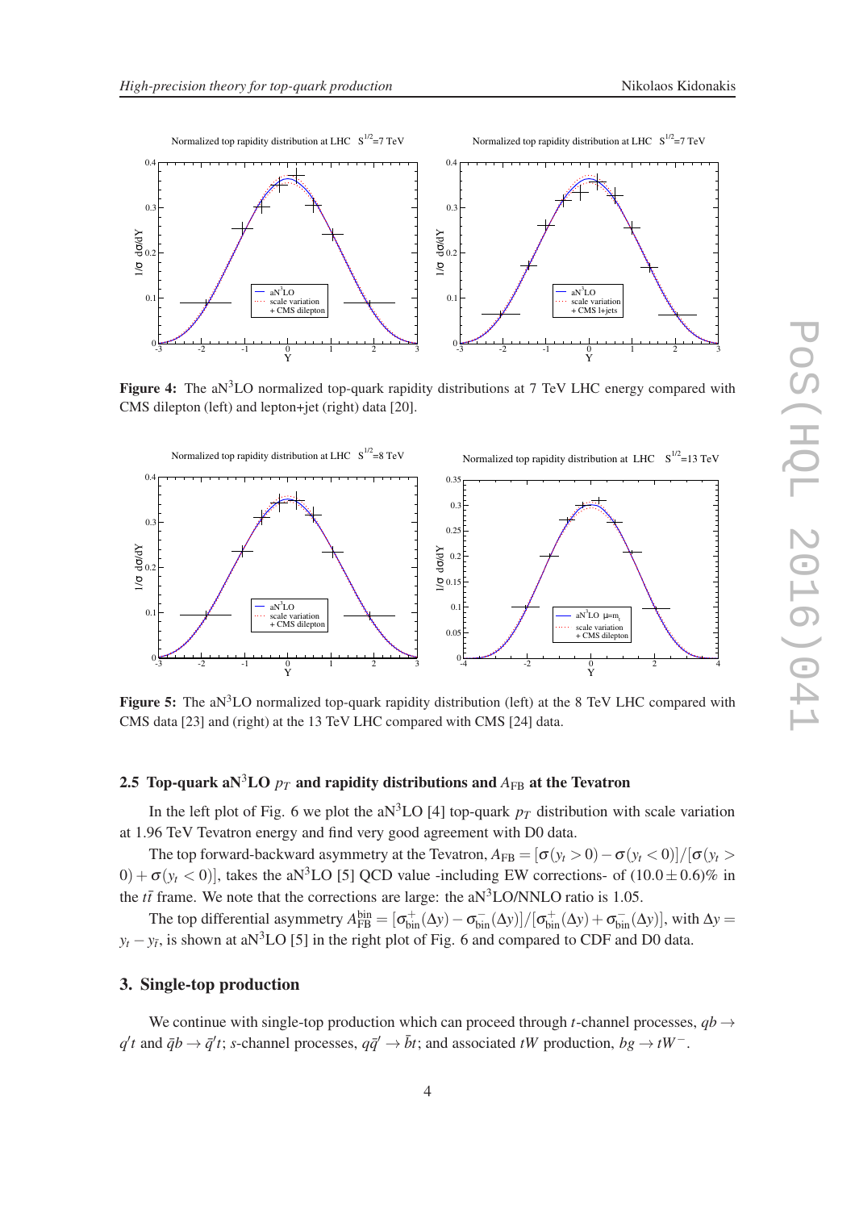**Figure 4:** The aN$^3$LO normalized top-quark rapidity distributions at 7 TeV LHC energy compared with CMS dilepton (left) and lepton+jet (right) data [20].

**Figure 5:** The aN$^3$LO normalized top-quark rapidity distribution (left) at the 8 TeV LHC compared with CMS data [23] and (right) at the 13 TeV LHC compared with CMS [24] data.

### 2.5 Top-quark aN$^3$LO $p_T$ and rapidity distributions and $A_{\rm FB}$ at the Tevatron

In the left plot of Fig. 6 we plot the aN$^3$LO [4] top-quark $p_T$ distribution with scale variation at 1.96 TeV Tevatron energy and find very good agreement with D0 data.

The top forward-backward asymmetry at the Tevatron, $A_{\rm FB} = [\sigma(y_t > 0) - \sigma(y_t < 0)]/[\sigma(y_t > 0) + \sigma(y_t < 0)]$, takes the aN$^3$LO [5] QCD value -including EW corrections- of $(10.0 \pm 0.6)\%$ in the $t\bar{t}$ frame. We note that the corrections are large: the aN$^3$LO/NNLO ratio is 1.05.

The top differential asymmetry $A_{\rm FB}^{\rm bin} = [\sigma^+_{\rm bin}(\Delta y) - \sigma^-_{\rm bin}(\Delta y)]/[\sigma^+_{\rm bin}(\Delta y) + \sigma^-_{\rm bin}(\Delta y)]$, with $\Delta y = y_t - y_{\bar{t}}$, is shown at aN$^3$LO [5] in the right plot of Fig. 6 and compared to CDF and D0 data.

## 3. Single-top production

We continue with single-top production which can proceed through $t$-channel processes, $qb \to q't$ and $\bar{q}b \to \bar{q}'t$; $s$-channel processes, $q\bar{q}' \to \bar{b}t$; and associated $tW$ production, $bg \to tW^-$.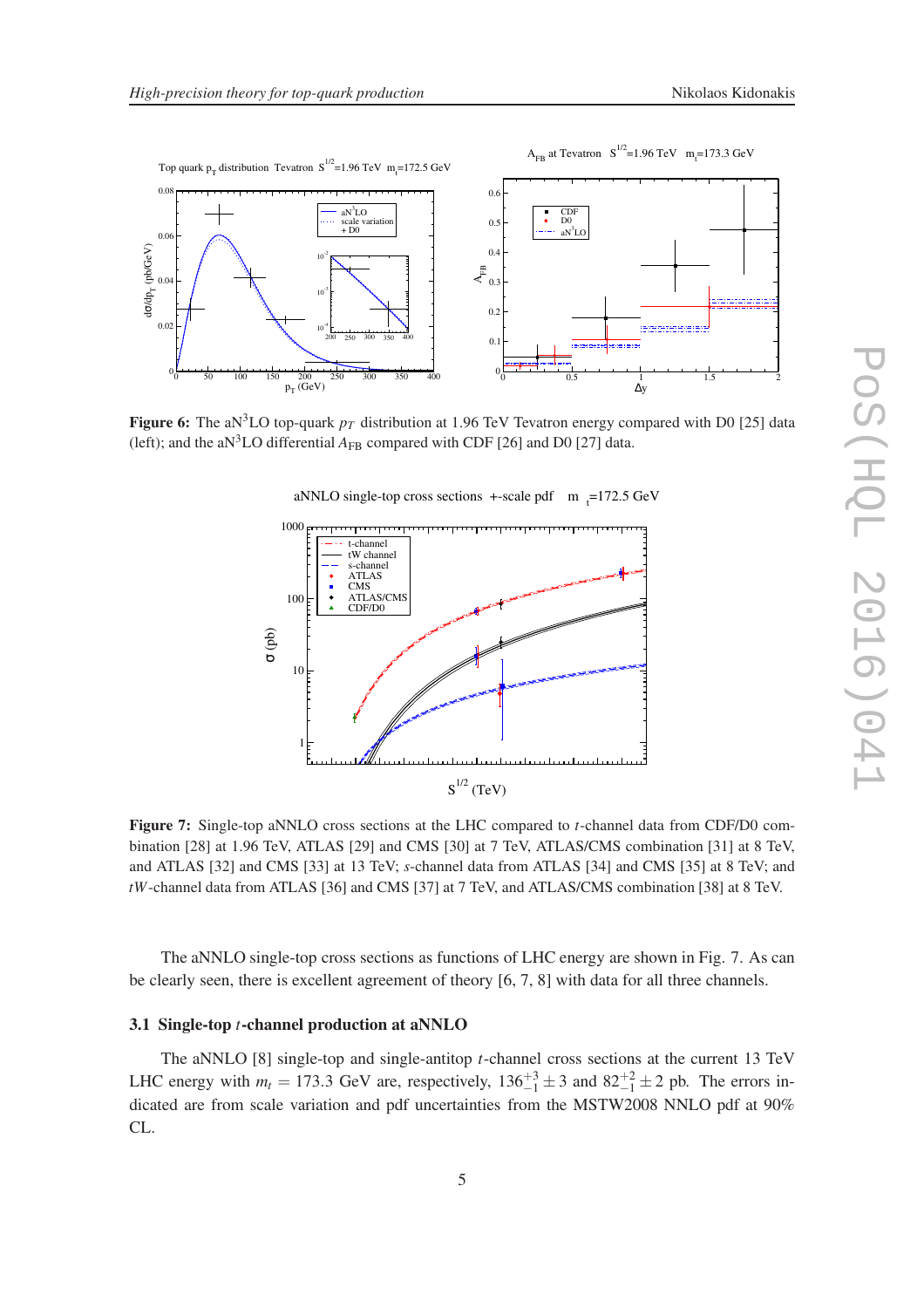**Figure 6:** The aN$^3$LO top-quark $p_T$ distribution at 1.96 TeV Tevatron energy compared with D0 [25] data (left); and the aN$^3$LO differential $A_{\rm FB}$ compared with CDF [26] and D0 [27] data.

**Figure 7:** Single-top aNNLO cross sections at the LHC compared to $t$-channel data from CDF/D0 combination [28] at 1.96 TeV, ATLAS [29] and CMS [30] at 7 TeV, ATLAS/CMS combination [31] at 8 TeV, and ATLAS [32] and CMS [33] at 13 TeV; $s$-channel data from ATLAS [34] and CMS [35] at 8 TeV; and $tW$-channel data from ATLAS [36] and CMS [37] at 7 TeV, and ATLAS/CMS combination [38] at 8 TeV.

The aNNLO single-top cross sections as functions of LHC energy are shown in Fig. 7. As can be clearly seen, there is excellent agreement of theory [6, 7, 8] with data for all three channels.

### 3.1 Single-top $t$-channel production at aNNLO

The aNNLO [8] single-top and single-antitop $t$-channel cross sections at the current 13 TeV LHC energy with $m_t = 173.3$ GeV are, respectively, $136^{+3}_{-1} \pm 3$ and $82^{+2}_{-1} \pm 2$ pb. The errors indicated are from scale variation and pdf uncertainties from the MSTW2008 NNLO pdf at 90% CL.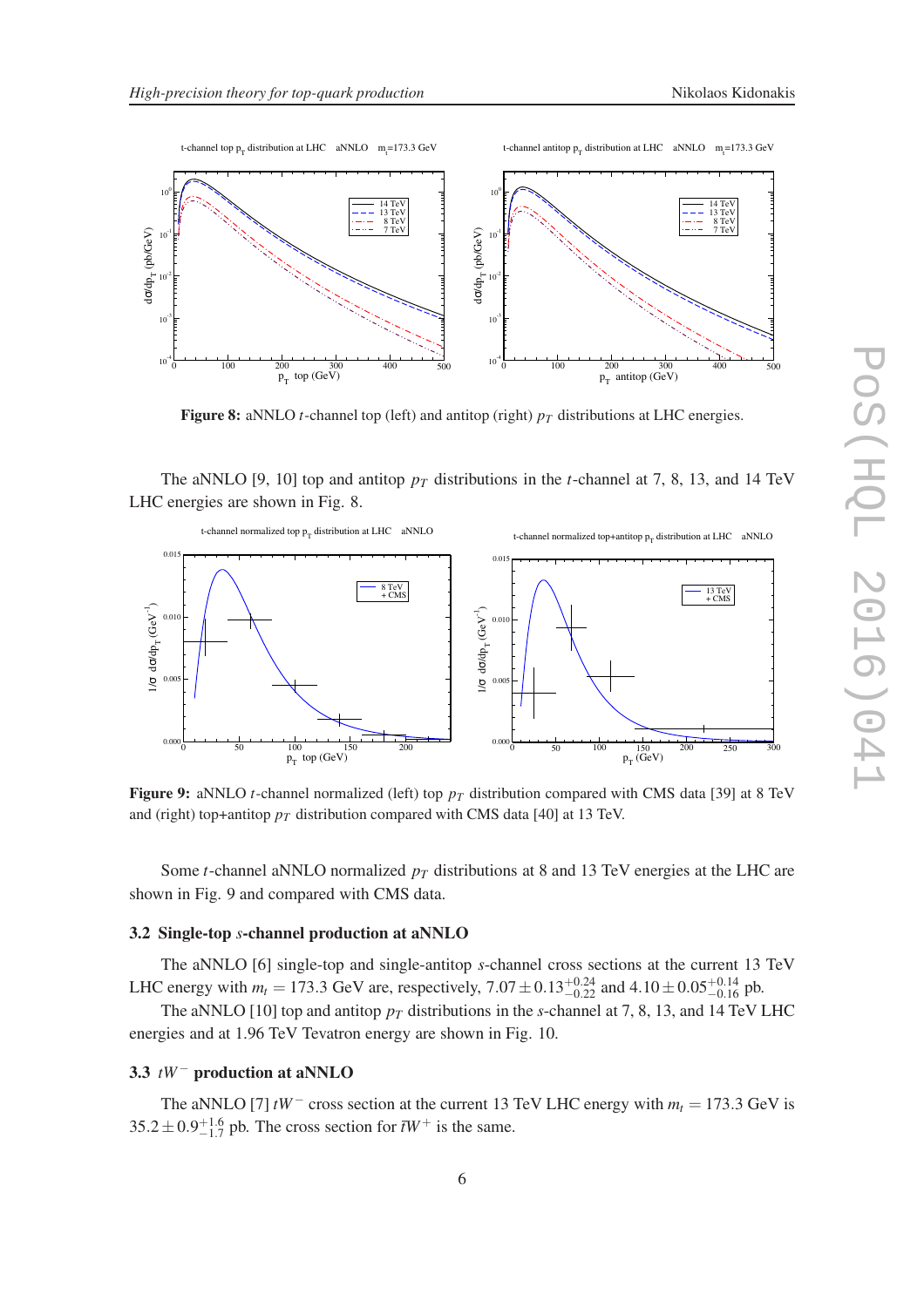**Figure 8:** aNNLO $t$-channel top (left) and antitop (right) $p_T$ distributions at LHC energies.

The aNNLO [9, 10] top and antitop $p_T$ distributions in the $t$-channel at 7, 8, 13, and 14 TeV LHC energies are shown in Fig. 8.

**Figure 9:** aNNLO $t$-channel normalized (left) top $p_T$ distribution compared with CMS data [39] at 8 TeV and (right) top+antitop $p_T$ distribution compared with CMS data [40] at 13 TeV.

Some $t$-channel aNNLO normalized $p_T$ distributions at 8 and 13 TeV energies at the LHC are shown in Fig. 9 and compared with CMS data.

### 3.2 Single-top $s$-channel production at aNNLO

The aNNLO [6] single-top and single-antitop $s$-channel cross sections at the current 13 TeV LHC energy with $m_t = 173.3$ GeV are, respectively, $7.07 \pm 0.13^{+0.24}_{-0.22}$ and $4.10 \pm 0.05^{+0.14}_{-0.16}$ pb.

The aNNLO [10] top and antitop $p_T$ distributions in the $s$-channel at 7, 8, 13, and 14 TeV LHC energies and at 1.96 TeV Tevatron energy are shown in Fig. 10.

### 3.3 $tW^-$ production at aNNLO

The aNNLO [7] $tW^-$ cross section at the current 13 TeV LHC energy with $m_t = 173.3$ GeV is $35.2 \pm 0.9^{+1.6}_{-1.7}$ pb. The cross section for $\bar{t}W^+$ is the same.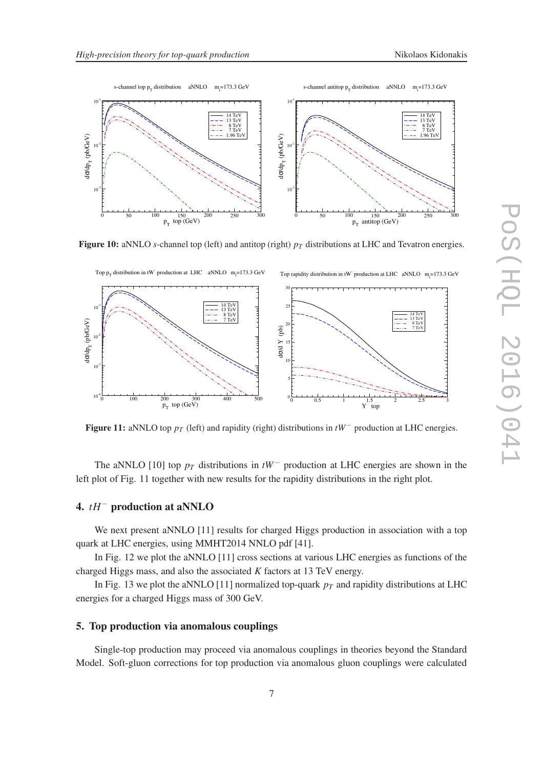**Figure 10:** aNNLO $s$-channel top (left) and antitop (right) $p_T$ distributions at LHC and Tevatron energies.

**Figure 11:** aNNLO top $p_T$ (left) and rapidity (right) distributions in $tW^-$ production at LHC energies.

The aNNLO [10] top $p_T$ distributions in $tW^-$ production at LHC energies are shown in the left plot of Fig. 11 together with new results for the rapidity distributions in the right plot.

## 4. $tH^-$ production at aNNLO

We next present aNNLO [11] results for charged Higgs production in association with a top quark at LHC energies, using MMHT2014 NNLO pdf [41].

In Fig. 12 we plot the aNNLO [11] cross sections at various LHC energies as functions of the charged Higgs mass, and also the associated $K$ factors at 13 TeV energy.

In Fig. 13 we plot the aNNLO [11] normalized top-quark $p_T$ and rapidity distributions at LHC energies for a charged Higgs mass of 300 GeV.

## 5. Top production via anomalous couplings

Single-top production may proceed via anomalous couplings in theories beyond the Standard Model. Soft-gluon corrections for top production via anomalous gluon couplings were calculated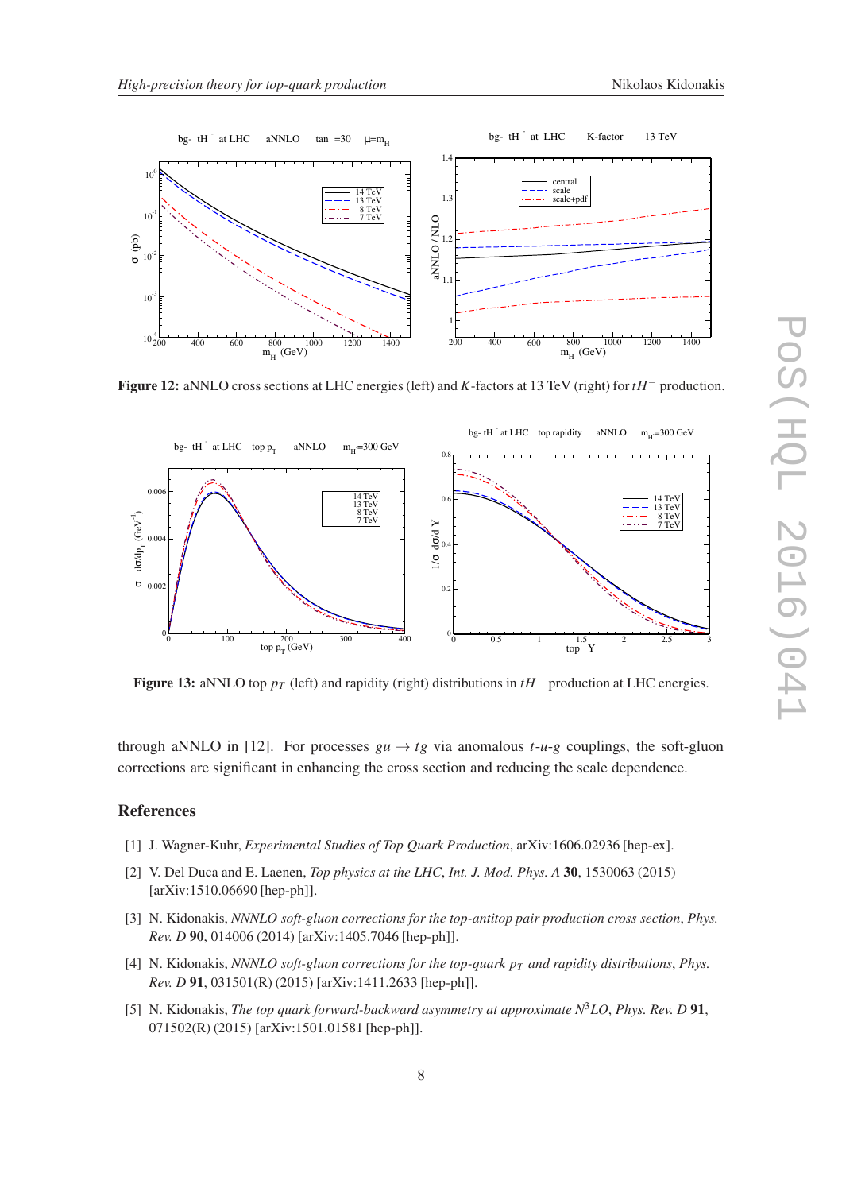**Figure 12:** aNNLO cross sections at LHC energies (left) and $K$-factors at 13 TeV (right) for $tH^-$ production.

**Figure 13:** aNNLO top $p_T$ (left) and rapidity (right) distributions in $tH^-$ production at LHC energies.

through aNNLO in [12]. For processes $gu \to tg$ via anomalous $t$-$u$-$g$ couplings, the soft-gluon corrections are significant in enhancing the cross section and reducing the scale dependence.

## References

[1] J. Wagner-Kuhr, *Experimental Studies of Top Quark Production*, arXiv:1606.02936 [hep-ex].

[2] V. Del Duca and E. Laenen, *Top physics at the LHC*, *Int. J. Mod. Phys. A* **30**, 1530063 (2015) [arXiv:1510.06690 [hep-ph]].

[3] N. Kidonakis, *NNNLO soft-gluon corrections for the top-antitop pair production cross section*, *Phys. Rev. D* **90**, 014006 (2014) [arXiv:1405.7046 [hep-ph]].

[4] N. Kidonakis, *NNNLO soft-gluon corrections for the top-quark $p_T$ and rapidity distributions*, *Phys. Rev. D* **91**, 031501(R) (2015) [arXiv:1411.2633 [hep-ph]].

[5] N. Kidonakis, *The top quark forward-backward asymmetry at approximate N$^3$LO*, *Phys. Rev. D* **91**, 071502(R) (2015) [arXiv:1501.01581 [hep-ph]].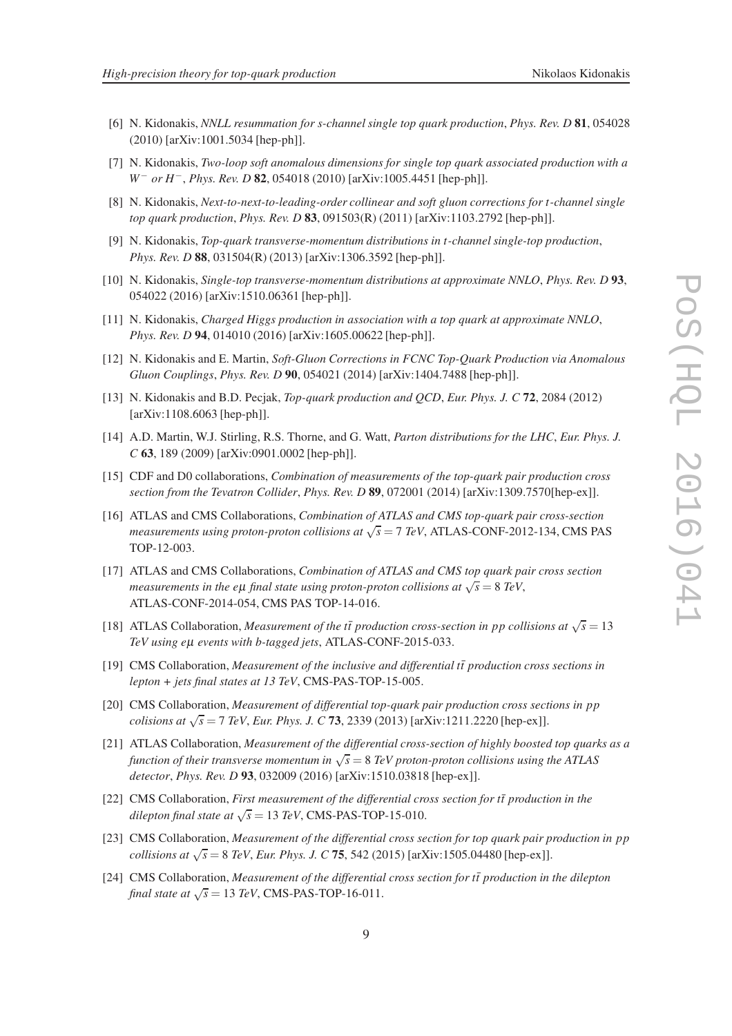[6] N. Kidonakis, *NNLL resummation for s-channel single top quark production*, *Phys. Rev. D* **81**, 054028 (2010) [arXiv:1001.5034 [hep-ph]].

[7] N. Kidonakis, *Two-loop soft anomalous dimensions for single top quark associated production with a $W^-$ or $H^-$*, *Phys. Rev. D* **82**, 054018 (2010) [arXiv:1005.4451 [hep-ph]].

[8] N. Kidonakis, *Next-to-next-to-leading-order collinear and soft gluon corrections for t-channel single top quark production*, *Phys. Rev. D* **83**, 091503(R) (2011) [arXiv:1103.2792 [hep-ph]].

[9] N. Kidonakis, *Top-quark transverse-momentum distributions in t-channel single-top production*, *Phys. Rev. D* **88**, 031504(R) (2013) [arXiv:1306.3592 [hep-ph]].

[10] N. Kidonakis, *Single-top transverse-momentum distributions at approximate NNLO*, *Phys. Rev. D* **93**, 054022 (2016) [arXiv:1510.06361 [hep-ph]].

[11] N. Kidonakis, *Charged Higgs production in association with a top quark at approximate NNLO*, *Phys. Rev. D* **94**, 014010 (2016) [arXiv:1605.00622 [hep-ph]].

[12] N. Kidonakis and E. Martin, *Soft-Gluon Corrections in FCNC Top-Quark Production via Anomalous Gluon Couplings*, *Phys. Rev. D* **90**, 054021 (2014) [arXiv:1404.7488 [hep-ph]].

[13] N. Kidonakis and B.D. Pecjak, *Top-quark production and QCD*, *Eur. Phys. J. C* **72**, 2084 (2012) [arXiv:1108.6063 [hep-ph]].

[14] A.D. Martin, W.J. Stirling, R.S. Thorne, and G. Watt, *Parton distributions for the LHC*, *Eur. Phys. J. C* **63**, 189 (2009) [arXiv:0901.0002 [hep-ph]].

[15] CDF and D0 collaborations, *Combination of measurements of the top-quark pair production cross section from the Tevatron Collider*, *Phys. Rev. D* **89**, 072001 (2014) [arXiv:1309.7570[hep-ex]].

[16] ATLAS and CMS Collaborations, *Combination of ATLAS and CMS top-quark pair cross-section measurements using proton-proton collisions at $\sqrt{s} = 7$ TeV*, ATLAS-CONF-2012-134, CMS PAS TOP-12-003.

[17] ATLAS and CMS Collaborations, *Combination of ATLAS and CMS top quark pair cross section measurements in the $e\mu$ final state using proton-proton collisions at $\sqrt{s} = 8$ TeV*, ATLAS-CONF-2014-054, CMS PAS TOP-14-016.

[18] ATLAS Collaboration, *Measurement of the $t\bar{t}$ production cross-section in pp collisions at $\sqrt{s} = 13$ TeV using $e\mu$ events with b-tagged jets*, ATLAS-CONF-2015-033.

[19] CMS Collaboration, *Measurement of the inclusive and differential $t\bar{t}$ production cross sections in lepton + jets final states at 13 TeV*, CMS-PAS-TOP-15-005.

[20] CMS Collaboration, *Measurement of differential top-quark pair production cross sections in pp colisions at $\sqrt{s} = 7$ TeV*, *Eur. Phys. J. C* **73**, 2339 (2013) [arXiv:1211.2220 [hep-ex]].

[21] ATLAS Collaboration, *Measurement of the differential cross-section of highly boosted top quarks as a function of their transverse momentum in $\sqrt{s} = 8$ TeV proton-proton collisions using the ATLAS detector*, *Phys. Rev. D* **93**, 032009 (2016) [arXiv:1510.03818 [hep-ex]].

[22] CMS Collaboration, *First measurement of the differential cross section for $t\bar{t}$ production in the dilepton final state at $\sqrt{s} = 13$ TeV*, CMS-PAS-TOP-15-010.

[23] CMS Collaboration, *Measurement of the differential cross section for top quark pair production in pp collisions at $\sqrt{s} = 8$ TeV*, *Eur. Phys. J. C* **75**, 542 (2015) [arXiv:1505.04480 [hep-ex]].

[24] CMS Collaboration, *Measurement of the differential cross section for $t\bar{t}$ production in the dilepton final state at $\sqrt{s} = 13$ TeV*, CMS-PAS-TOP-16-011.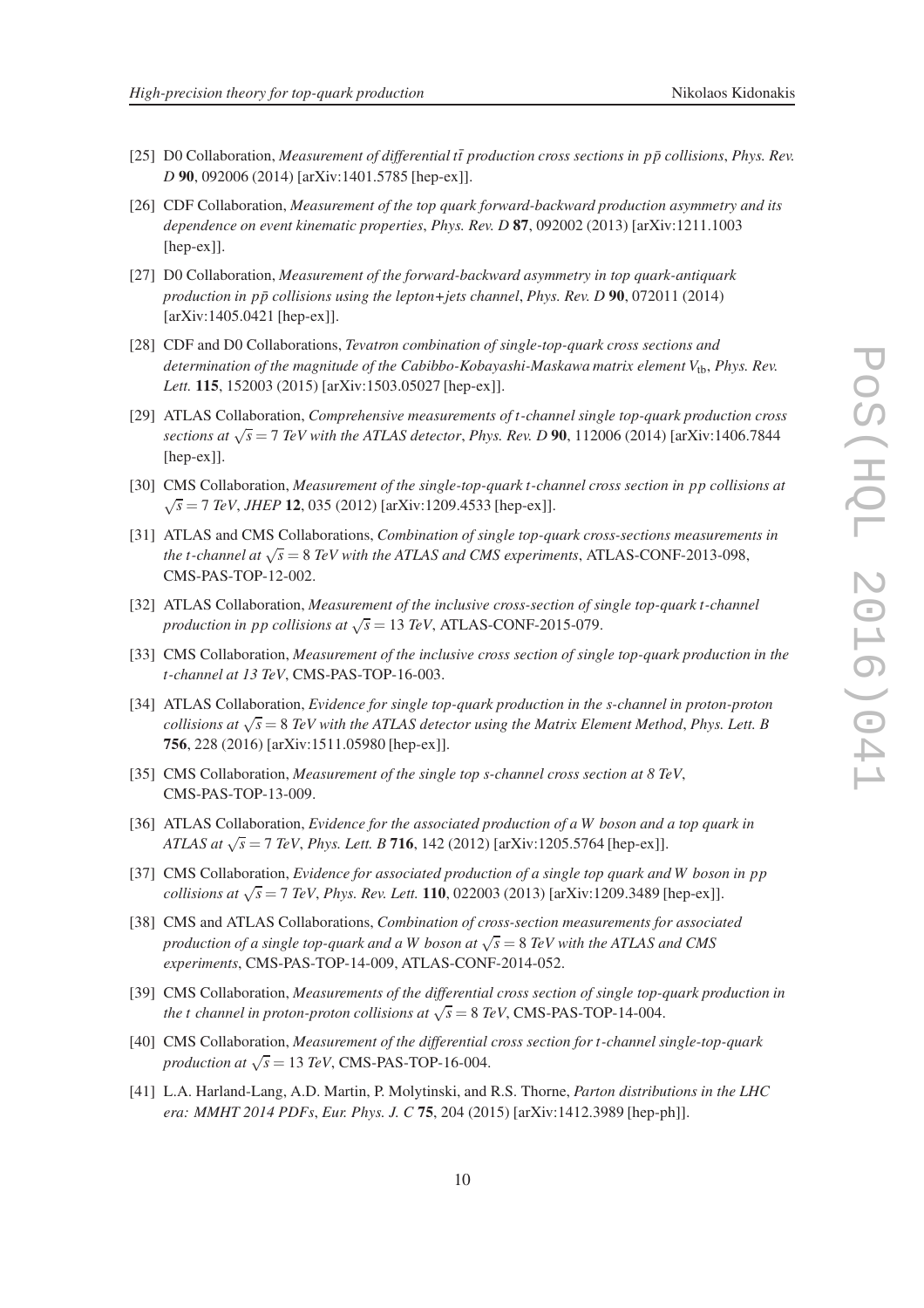[25] D0 Collaboration, *Measurement of differential $t\bar{t}$ production cross sections in $p\bar{p}$ collisions*, *Phys. Rev. D* **90**, 092006 (2014) [arXiv:1401.5785 [hep-ex]].

[26] CDF Collaboration, *Measurement of the top quark forward-backward production asymmetry and its dependence on event kinematic properties*, *Phys. Rev. D* **87**, 092002 (2013) [arXiv:1211.1003 [hep-ex]].

[27] D0 Collaboration, *Measurement of the forward-backward asymmetry in top quark-antiquark production in $p\bar{p}$ collisions using the lepton+jets channel*, *Phys. Rev. D* **90**, 072011 (2014) [arXiv:1405.0421 [hep-ex]].

[28] CDF and D0 Collaborations, *Tevatron combination of single-top-quark cross sections and determination of the magnitude of the Cabibbo-Kobayashi-Maskawa matrix element $V_{\rm tb}$*, *Phys. Rev. Lett.* **115**, 152003 (2015) [arXiv:1503.05027 [hep-ex]].

[29] ATLAS Collaboration, *Comprehensive measurements of $t$-channel single top-quark production cross sections at $\sqrt{s}=7$ TeV with the ATLAS detector*, *Phys. Rev. D* **90**, 112006 (2014) [arXiv:1406.7844 [hep-ex]].

[30] CMS Collaboration, *Measurement of the single-top-quark $t$-channel cross section in $pp$ collisions at $\sqrt{s}=7$ TeV*, *JHEP* **12**, 035 (2012) [arXiv:1209.4533 [hep-ex]].

[31] ATLAS and CMS Collaborations, *Combination of single top-quark cross-sections measurements in the $t$-channel at $\sqrt{s}=8$ TeV with the ATLAS and CMS experiments*, ATLAS-CONF-2013-098, CMS-PAS-TOP-12-002.

[32] ATLAS Collaboration, *Measurement of the inclusive cross-section of single top-quark $t$-channel production in $pp$ collisions at $\sqrt{s}=13$ TeV*, ATLAS-CONF-2015-079.

[33] CMS Collaboration, *Measurement of the inclusive cross section of single top-quark production in the $t$-channel at 13 TeV*, CMS-PAS-TOP-16-003.

[34] ATLAS Collaboration, *Evidence for single top-quark production in the s-channel in proton-proton collisions at $\sqrt{s}=8$ TeV with the ATLAS detector using the Matrix Element Method*, *Phys. Lett. B* **756**, 228 (2016) [arXiv:1511.05980 [hep-ex]].

[35] CMS Collaboration, *Measurement of the single top s-channel cross section at 8 TeV*, CMS-PAS-TOP-13-009.

[36] ATLAS Collaboration, *Evidence for the associated production of a $W$ boson and a top quark in ATLAS at $\sqrt{s}=7$ TeV*, *Phys. Lett. B* **716**, 142 (2012) [arXiv:1205.5764 [hep-ex]].

[37] CMS Collaboration, *Evidence for associated production of a single top quark and $W$ boson in $pp$ collisions at $\sqrt{s}=7$ TeV*, *Phys. Rev. Lett.* **110**, 022003 (2013) [arXiv:1209.3489 [hep-ex]].

[38] CMS and ATLAS Collaborations, *Combination of cross-section measurements for associated production of a single top-quark and a $W$ boson at $\sqrt{s}=8$ TeV with the ATLAS and CMS experiments*, CMS-PAS-TOP-14-009, ATLAS-CONF-2014-052.

[39] CMS Collaboration, *Measurements of the differential cross section of single top-quark production in the $t$ channel in proton-proton collisions at $\sqrt{s}=8$ TeV*, CMS-PAS-TOP-14-004.

[40] CMS Collaboration, *Measurement of the differential cross section for $t$-channel single-top-quark production at $\sqrt{s}=13$ TeV*, CMS-PAS-TOP-16-004.

[41] L.A. Harland-Lang, A.D. Martin, P. Molytinski, and R.S. Thorne, *Parton distributions in the LHC era: MMHT 2014 PDFs*, *Eur. Phys. J. C* **75**, 204 (2015) [arXiv:1412.3989 [hep-ph]].